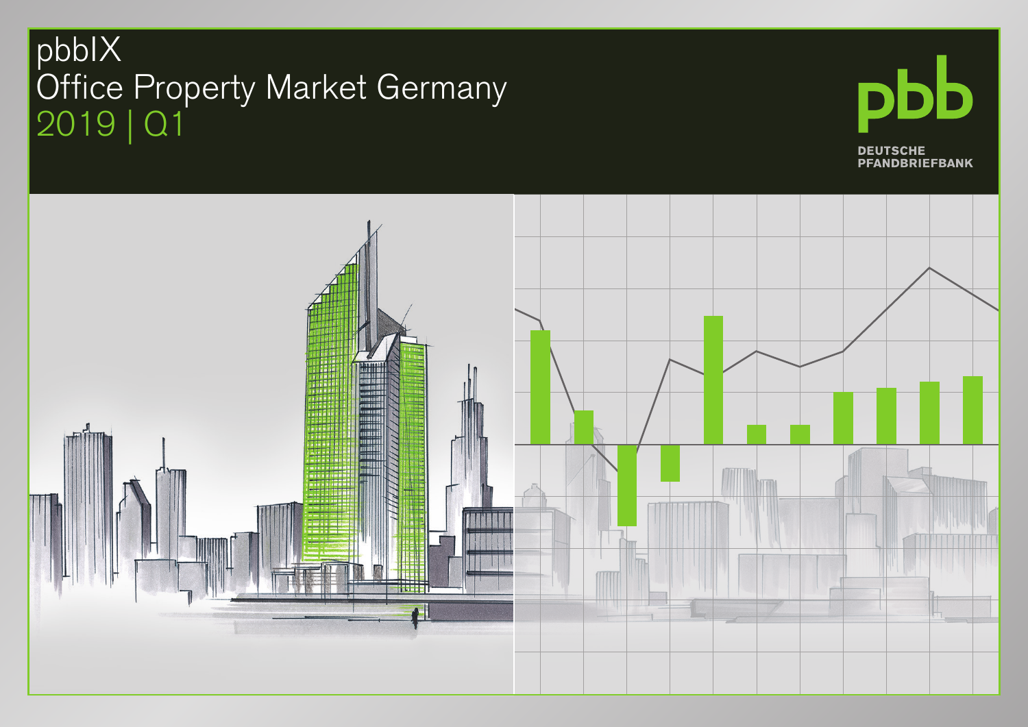# pbbIX
# Office Property Market Germany
## 2019 | Q1

pbb

DEUTSCHE PFANDBRIEFBANK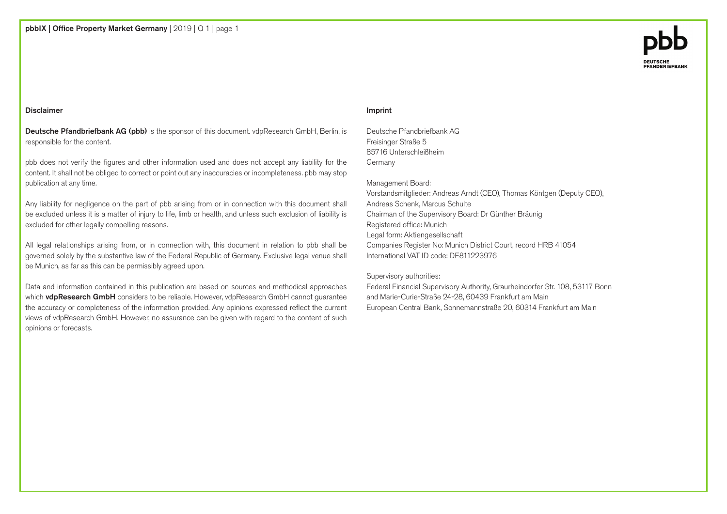## Disclaimer

**Deutsche Pfandbriefbank AG (pbb)** is the sponsor of this document. vdpResearch GmbH, Berlin, is responsible for the content.

pbb does not verify the figures and other information used and does not accept any liability for the content. It shall not be obliged to correct or point out any inaccuracies or incompleteness. pbb may stop publication at any time.

Any liability for negligence on the part of pbb arising from or in connection with this document shall be excluded unless it is a matter of injury to life, limb or health, and unless such exclusion of liability is excluded for other legally compelling reasons.

All legal relationships arising from, or in connection with, this document in relation to pbb shall be governed solely by the substantive law of the Federal Republic of Germany. Exclusive legal venue shall be Munich, as far as this can be permissibly agreed upon.

Data and information contained in this publication are based on sources and methodical approaches which **vdpResearch GmbH** considers to be reliable. However, vdpResearch GmbH cannot guarantee the accuracy or completeness of the information provided. Any opinions expressed reflect the current views of vdpResearch GmbH. However, no assurance can be given with regard to the content of such opinions or forecasts.

## Imprint

Deutsche Pfandbriefbank AG
Freisinger Straße 5
85716 Unterschleißheim
Germany

Management Board:
Vorstandsmitglieder: Andreas Arndt (CEO), Thomas Köntgen (Deputy CEO), Andreas Schenk, Marcus Schulte
Chairman of the Supervisory Board: Dr Günther Bräunig
Registered office: Munich
Legal form: Aktiengesellschaft
Companies Register No: Munich District Court, record HRB 41054
International VAT ID code: DE811223976

Supervisory authorities:
Federal Financial Supervisory Authority, Graurheindorfer Str. 108, 53117 Bonn and Marie-Curie-Straße 24-28, 60439 Frankfurt am Main
European Central Bank, Sonnemannstraße 20, 60314 Frankfurt am Main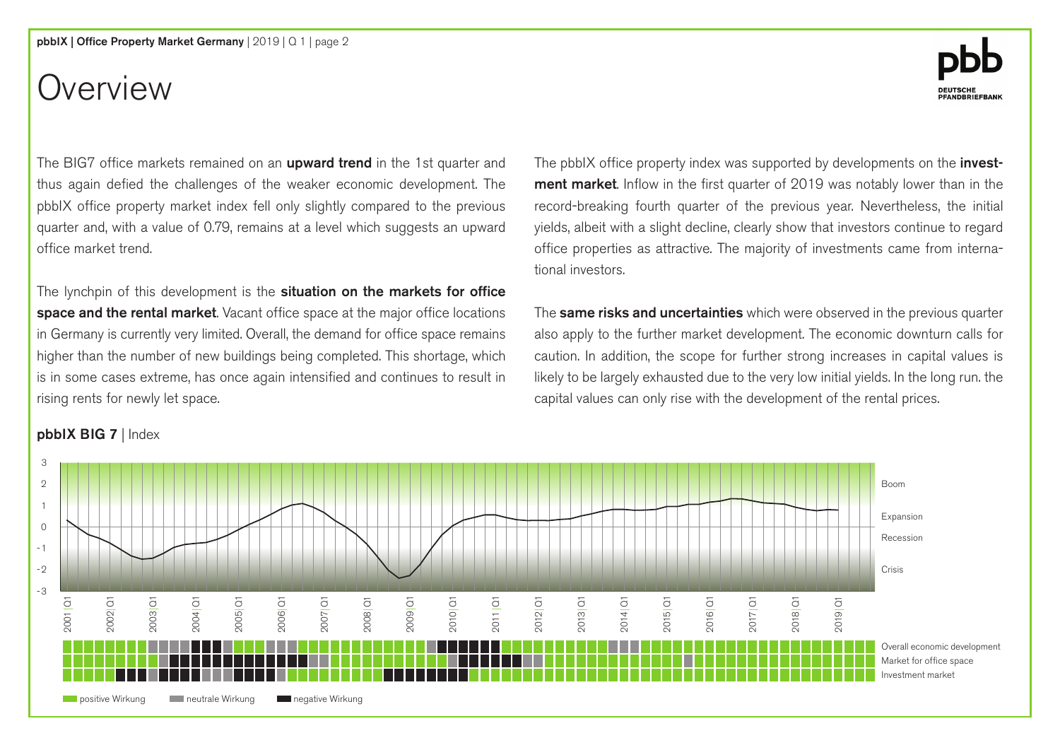# Overview

The BIG7 office markets remained on an **upward trend** in the 1st quarter and thus again defied the challenges of the weaker economic development. The pbbIX office property market index fell only slightly compared to the previous quarter and, with a value of 0.79, remains at a level which suggests an upward office market trend.

The lynchpin of this development is the **situation on the markets for office space and the rental market**. Vacant office space at the major office locations in Germany is currently very limited. Overall, the demand for office space remains higher than the number of new buildings being completed. This shortage, which is in some cases extreme, has once again intensified and continues to result in rising rents for newly let space.

The pbbIX office property index was supported by developments on the **investment market**. Inflow in the first quarter of 2019 was notably lower than in the record-breaking fourth quarter of the previous year. Nevertheless, the initial yields, albeit with a slight decline, clearly show that investors continue to regard office properties as attractive. The majority of investments came from international investors.

The **same risks and uncertainties** which were observed in the previous quarter also apply to the further market development. The economic downturn calls for caution. In addition, the scope for further strong increases in capital values is likely to be largely exhausted due to the very low initial yields. In the long run. the capital values can only rise with the development of the rental prices.

**pbbIX BIG 7** | Index

Boom
Expansion
Recession
Crisis

2001|Q1 2002|Q1 2003|Q1 2004|Q1 2005|Q1 2006|Q1 2007|Q1 2008|Q1 2009|Q1 2010|Q1 2011|Q1 2012|Q1 2013|Q1 2014|Q1 2015|Q1 2016|Q1 2017|Q1 2018|Q1 2019|Q1

Overall economic development
Market for office space
Investment market

positive Wirkung | neutrale Wirkung | negative Wirkung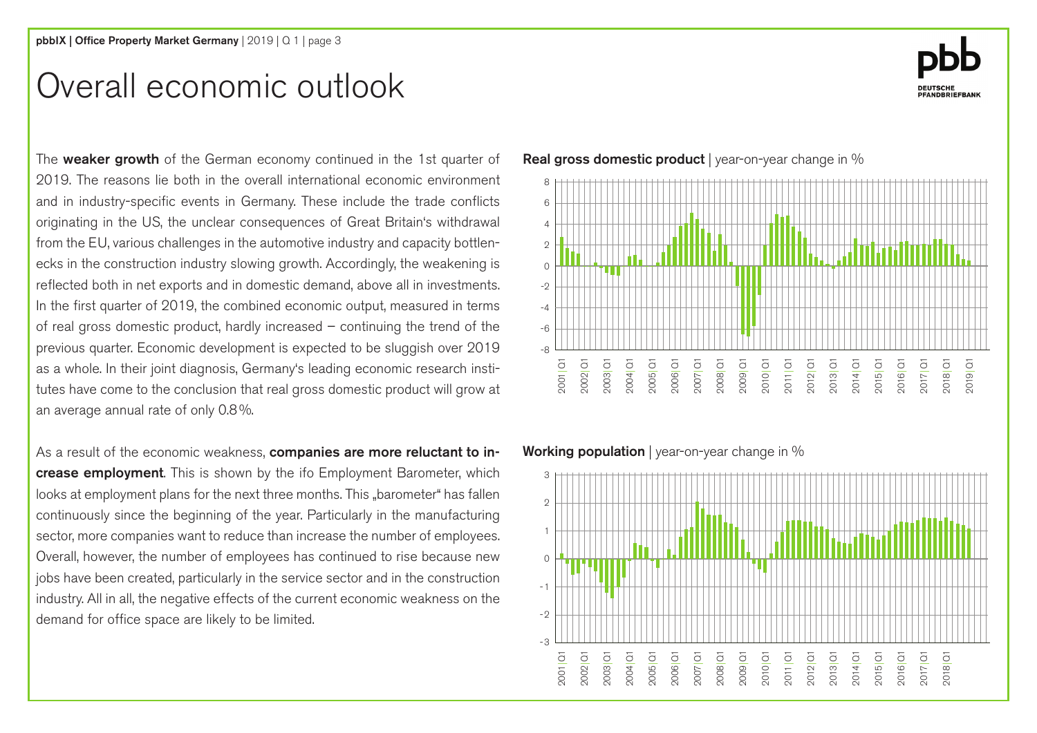# Overall economic outlook

The **weaker growth** of the German economy continued in the 1st quarter of 2019. The reasons lie both in the overall international economic environment and in industry-specific events in Germany. These include the trade conflicts originating in the US, the unclear consequences of Great Britain's withdrawal from the EU, various challenges in the automotive industry and capacity bottlenecks in the construction industry slowing growth. Accordingly, the weakening is reflected both in net exports and in domestic demand, above all in investments. In the first quarter of 2019, the combined economic output, measured in terms of real gross domestic product, hardly increased – continuing the trend of the previous quarter. Economic development is expected to be sluggish over 2019 as a whole. In their joint diagnosis, Germany's leading economic research institutes have come to the conclusion that real gross domestic product will grow at an average annual rate of only 0.8%.

As a result of the economic weakness, **companies are more reluctant to increase employment**. This is shown by the ifo Employment Barometer, which looks at employment plans for the next three months. This „barometer" has fallen continuously since the beginning of the year. Particularly in the manufacturing sector, more companies want to reduce than increase the number of employees. Overall, however, the number of employees has continued to rise because new jobs have been created, particularly in the service sector and in the construction industry. All in all, the negative effects of the current economic weakness on the demand for office space are likely to be limited.

**Real gross domestic product** | year-on-year change in %

**Working population** | year-on-year change in %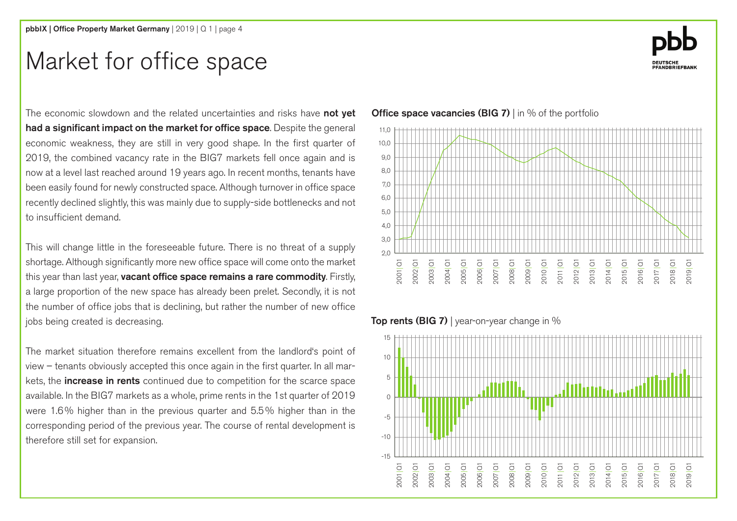# Market for office space

The economic slowdown and the related uncertainties and risks have **not yet had a significant impact on the market for office space**. Despite the general economic weakness, they are still in very good shape. In the first quarter of 2019, the combined vacancy rate in the BIG7 markets fell once again and is now at a level last reached around 19 years ago. In recent months, tenants have been easily found for newly constructed space. Although turnover in office space recently declined slightly, this was mainly due to supply-side bottlenecks and not to insufficient demand.

This will change little in the foreseeable future. There is no threat of a supply shortage. Although significantly more new office space will come onto the market this year than last year, **vacant office space remains a rare commodity**. Firstly, a large proportion of the new space has already been prelet. Secondly, it is not the number of office jobs that is declining, but rather the number of new office jobs being created is decreasing.

The market situation therefore remains excellent from the landlord's point of view – tenants obviously accepted this once again in the first quarter. In all markets, the **increase in rents** continued due to competition for the scarce space available. In the BIG7 markets as a whole, prime rents in the 1st quarter of 2019 were 1.6% higher than in the previous quarter and 5.5% higher than in the corresponding period of the previous year. The course of rental development is therefore still set for expansion.

**Office space vacancies (BIG 7)** | in % of the portfolio

**Top rents (BIG 7)** | year-on-year change in %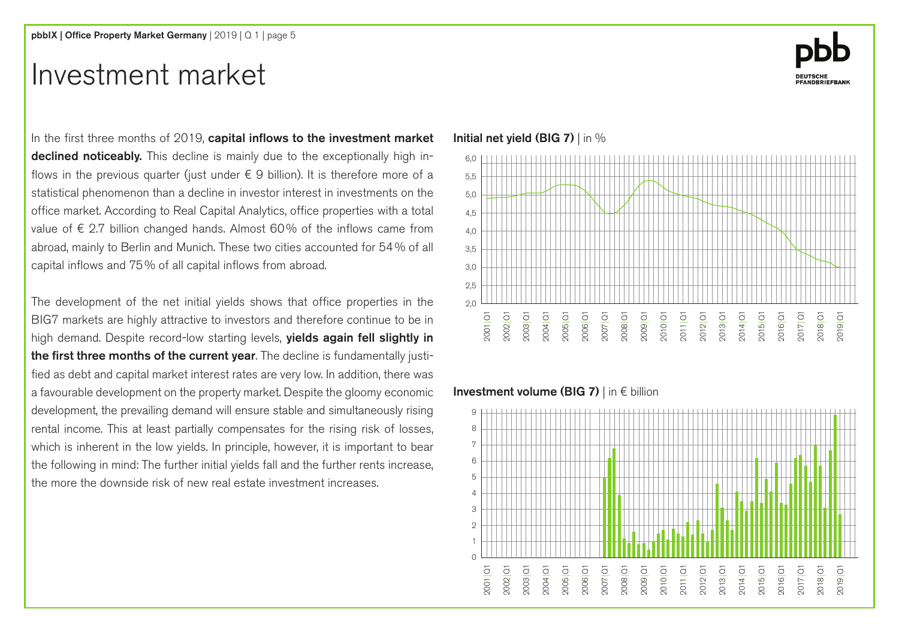# Investment market

In the first three months of 2019, **capital inflows to the investment market declined noticeably.** This decline is mainly due to the exceptionally high inflows in the previous quarter (just under € 9 billion). It is therefore more of a statistical phenomenon than a decline in investor interest in investments on the office market. According to Real Capital Analytics, office properties with a total value of € 2.7 billion changed hands. Almost 60% of the inflows came from abroad, mainly to Berlin and Munich. These two cities accounted for 54% of all capital inflows and 75% of all capital inflows from abroad.

The development of the net initial yields shows that office properties in the BIG7 markets are highly attractive to investors and therefore continue to be in high demand. Despite record-low starting levels, **yields again fell slightly in the first three months of the current year**. The decline is fundamentally justified as debt and capital market interest rates are very low. In addition, there was a favourable development on the property market. Despite the gloomy economic development, the prevailing demand will ensure stable and simultaneously rising rental income. This at least partially compensates for the rising risk of losses, which is inherent in the low yields. In principle, however, it is important to bear the following in mind: The further initial yields fall and the further rents increase, the more the downside risk of new real estate investment increases.

**Initial net yield (BIG 7)** | in %

**Investment volume (BIG 7)** | in € billion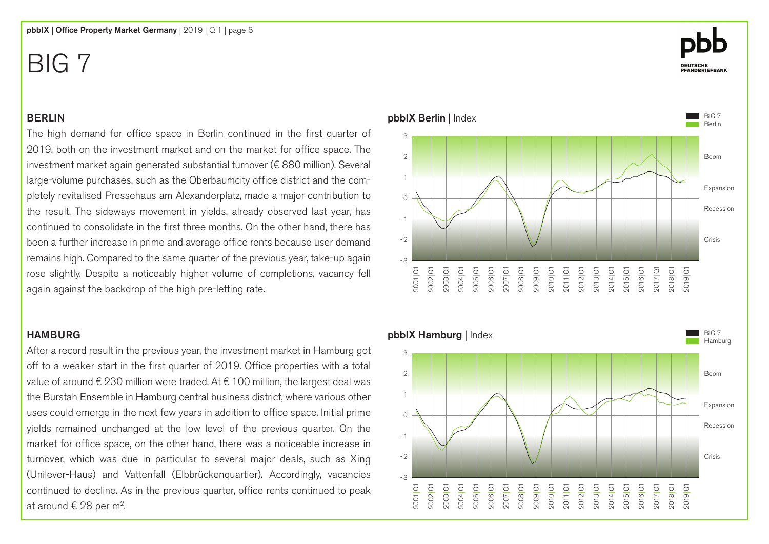# BIG 7

## BERLIN

The high demand for office space in Berlin continued in the first quarter of 2019, both on the investment market and on the market for office space. The investment market again generated substantial turnover (€ 880 million). Several large-volume purchases, such as the Oberbaumcity office district and the completely revitalised Pressehaus am Alexanderplatz, made a major contribution to the result. The sideways movement in yields, already observed last year, has continued to consolidate in the first three months. On the other hand, there has been a further increase in prime and average office rents because user demand remains high. Compared to the same quarter of the previous year, take-up again rose slightly. Despite a noticeably higher volume of completions, vacancy fell again against the backdrop of the high pre-letting rate.

**pbbIX Berlin** | Index

## HAMBURG

After a record result in the previous year, the investment market in Hamburg got off to a weaker start in the first quarter of 2019. Office properties with a total value of around € 230 million were traded. At € 100 million, the largest deal was the Burstah Ensemble in Hamburg central business district, where various other uses could emerge in the next few years in addition to office space. Initial prime yields remained unchanged at the low level of the previous quarter. On the market for office space, on the other hand, there was a noticeable increase in turnover, which was due in particular to several major deals, such as Xing (Unilever-Haus) and Vattenfall (Elbbrückenquartier). Accordingly, vacancies continued to decline. As in the previous quarter, office rents continued to peak at around € 28 per m².

**pbbIX Hamburg** | Index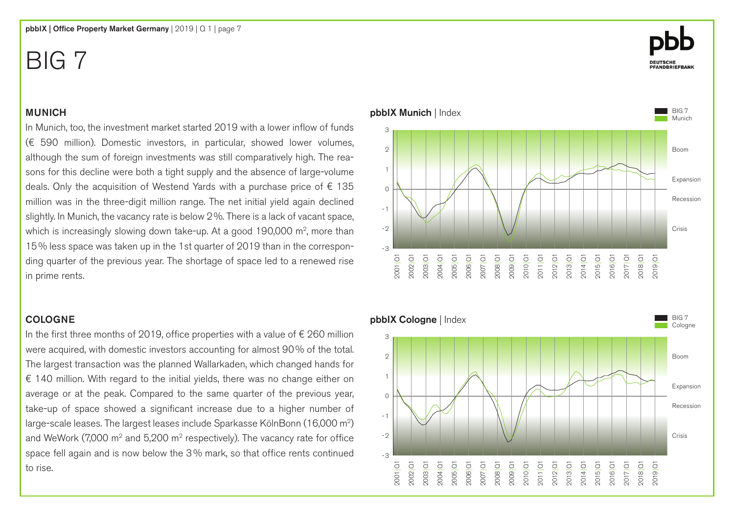# BIG 7

## MUNICH

In Munich, too, the investment market started 2019 with a lower inflow of funds (€ 590 million). Domestic investors, in particular, showed lower volumes, although the sum of foreign investments was still comparatively high. The reasons for this decline were both a tight supply and the absence of large-volume deals. Only the acquisition of Westend Yards with a purchase price of € 135 million was in the three-digit million range. The net initial yield again declined slightly. In Munich, the vacancy rate is below 2 %. There is a lack of vacant space, which is increasingly slowing down take-up. At a good 190,000 m², more than 15 % less space was taken up in the 1st quarter of 2019 than in the corresponding quarter of the previous year. The shortage of space led to a renewed rise in prime rents.

**pbbIX Munich** | Index

## COLOGNE

In the first three months of 2019, office properties with a value of € 260 million were acquired, with domestic investors accounting for almost 90 % of the total. The largest transaction was the planned Wallarkaden, which changed hands for € 140 million. With regard to the initial yields, there was no change either on average or at the peak. Compared to the same quarter of the previous year, take-up of space showed a significant increase due to a higher number of large-scale leases. The largest leases include Sparkasse KölnBonn (16,000 m²) and WeWork (7,000 m² and 5,200 m² respectively). The vacancy rate for office space fell again and is now below the 3 % mark, so that office rents continued to rise.

**pbbIX Cologne** | Index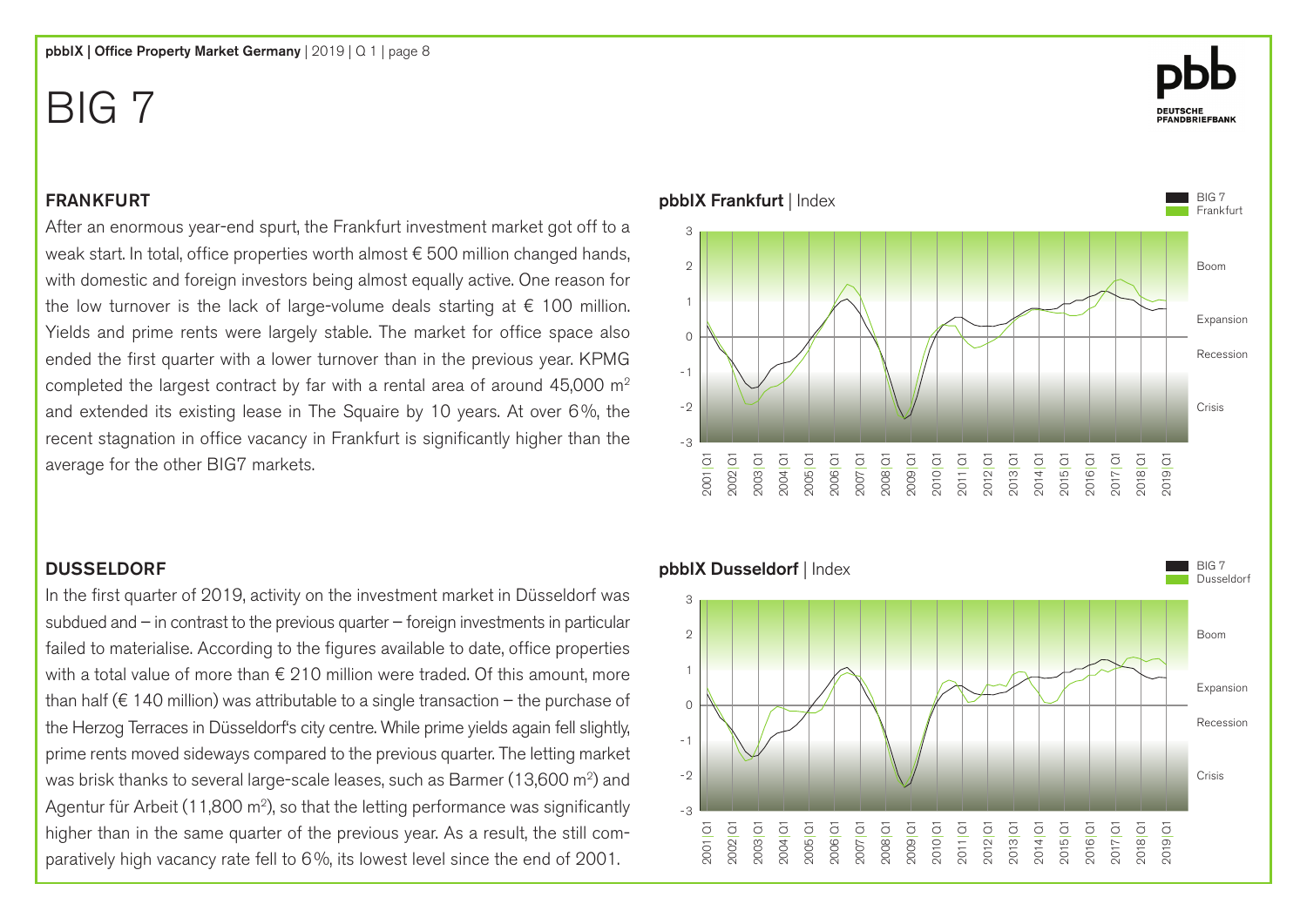# BIG 7

## FRANKFURT

After an enormous year-end spurt, the Frankfurt investment market got off to a weak start. In total, office properties worth almost € 500 million changed hands, with domestic and foreign investors being almost equally active. One reason for the low turnover is the lack of large-volume deals starting at € 100 million. Yields and prime rents were largely stable. The market for office space also ended the first quarter with a lower turnover than in the previous year. KPMG completed the largest contract by far with a rental area of around 45,000 m² and extended its existing lease in The Squaire by 10 years. At over 6%, the recent stagnation in office vacancy in Frankfurt is significantly higher than the average for the other BIG7 markets.

**pbbIX Frankfurt** | Index

## DUSSELDORF

In the first quarter of 2019, activity on the investment market in Düsseldorf was subdued and – in contrast to the previous quarter – foreign investments in particular failed to materialise. According to the figures available to date, office properties with a total value of more than € 210 million were traded. Of this amount, more than half (€ 140 million) was attributable to a single transaction – the purchase of the Herzog Terraces in Düsseldorf's city centre. While prime yields again fell slightly, prime rents moved sideways compared to the previous quarter. The letting market was brisk thanks to several large-scale leases, such as Barmer (13,600 m²) and Agentur für Arbeit (11,800 m²), so that the letting performance was significantly higher than in the same quarter of the previous year. As a result, the still comparatively high vacancy rate fell to 6%, its lowest level since the end of 2001.

**pbbIX Dusseldorf** | Index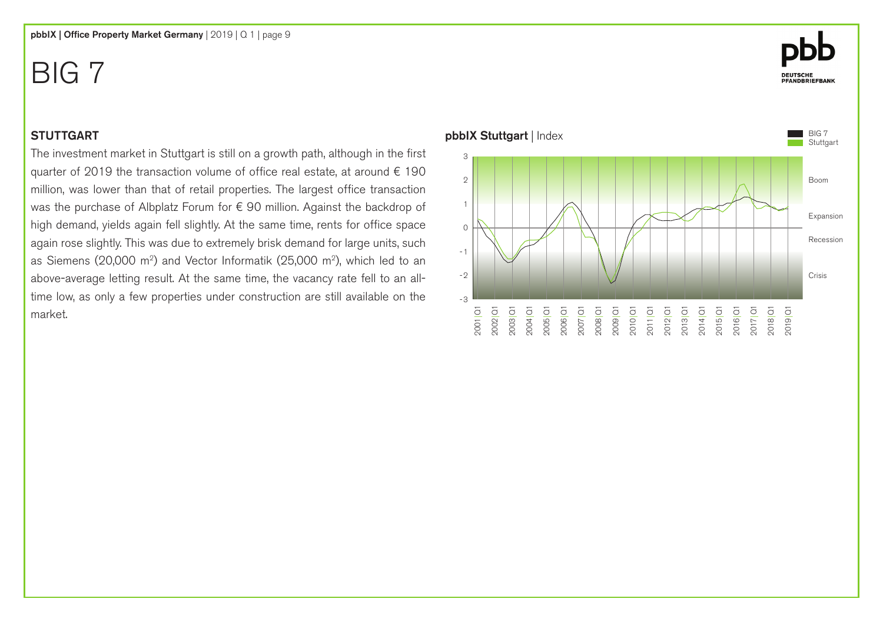# BIG 7

## STUTTGART

The investment market in Stuttgart is still on a growth path, although in the first quarter of 2019 the transaction volume of office real estate, at around € 190 million, was lower than that of retail properties. The largest office transaction was the purchase of Albplatz Forum for € 90 million. Against the backdrop of high demand, yields again fell slightly. At the same time, rents for office space again rose slightly. This was due to extremely brisk demand for large units, such as Siemens (20,000 m²) and Vector Informatik (25,000 m²), which led to an above-average letting result. At the same time, the vacancy rate fell to an all-time low, as only a few properties under construction are still available on the market.

**pbbIX Stuttgart** | Index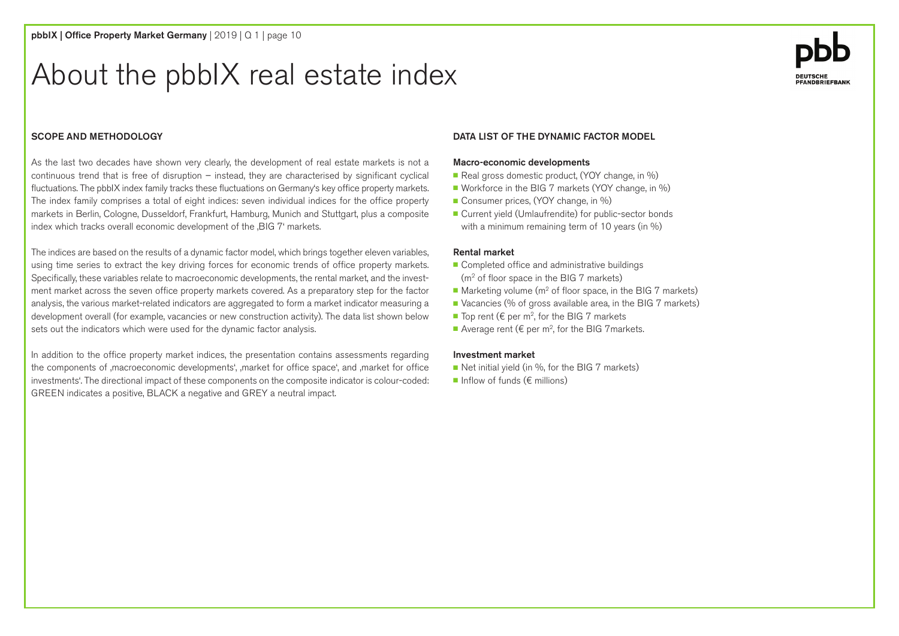# About the pbbIX real estate index

## SCOPE AND METHODOLOGY

As the last two decades have shown very clearly, the development of real estate markets is not a continuous trend that is free of disruption – instead, they are characterised by significant cyclical fluctuations. The pbbIX index family tracks these fluctuations on Germany's key office property markets. The index family comprises a total of eight indices: seven individual indices for the office property markets in Berlin, Cologne, Dusseldorf, Frankfurt, Hamburg, Munich and Stuttgart, plus a composite index which tracks overall economic development of the ‚BIG 7' markets.

The indices are based on the results of a dynamic factor model, which brings together eleven variables, using time series to extract the key driving forces for economic trends of office property markets. Specifically, these variables relate to macroeconomic developments, the rental market, and the investment market across the seven office property markets covered. As a preparatory step for the factor analysis, the various market-related indicators are aggregated to form a market indicator measuring a development overall (for example, vacancies or new construction activity). The data list shown below sets out the indicators which were used for the dynamic factor analysis.

In addition to the office property market indices, the presentation contains assessments regarding the components of ‚macroeconomic developments', ‚market for office space', and ‚market for office investments'. The directional impact of these components on the composite indicator is colour-coded: GREEN indicates a positive, BLACK a negative and GREY a neutral impact.

## DATA LIST OF THE DYNAMIC FACTOR MODEL

### Macro-economic developments

- Real gross domestic product, (YOY change, in %)
- Workforce in the BIG 7 markets (YOY change, in %)
- Consumer prices, (YOY change, in %)
- Current yield (Umlaufrendite) for public-sector bonds with a minimum remaining term of 10 years (in %)

### Rental market

- Completed office and administrative buildings ($m^2$ of floor space in the BIG 7 markets)
- Marketing volume ($m^2$ of floor space, in the BIG 7 markets)
- Vacancies (% of gross available area, in the BIG 7 markets)
- Top rent (€ per $m^2$, for the BIG 7 markets
- Average rent (€ per $m^2$, for the BIG 7markets.

### Investment market

- Net initial yield (in %, for the BIG 7 markets)
- Inflow of funds (€ millions)